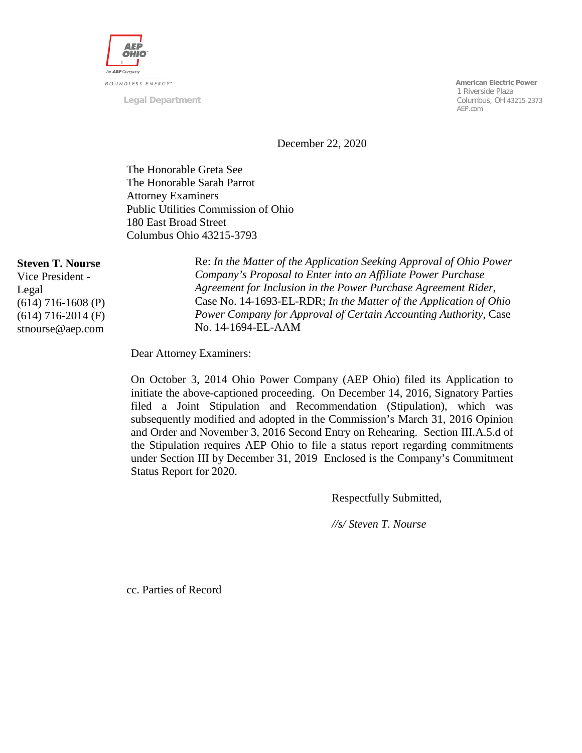AEP OHIO

An AEP Company

BOUNDLESS ENERGY

Legal Department

**American Electric Power**
1 Riverside Plaza
Columbus, OH 43215-2373
AEP.com

December 22, 2020

The Honorable Greta See
The Honorable Sarah Parrot
Attorney Examiners
Public Utilities Commission of Ohio
180 East Broad Street
Columbus Ohio 43215-3793

**Steven T. Nourse**
Vice President - Legal
(614) 716-1608 (P)
(614) 716-2014 (F)
stnourse@aep.com

Re: *In the Matter of the Application Seeking Approval of Ohio Power Company's Proposal to Enter into an Affiliate Power Purchase Agreement for Inclusion in the Power Purchase Agreement Rider*, Case No. 14-1693-EL-RDR; *In the Matter of the Application of Ohio Power Company for Approval of Certain Accounting Authority*, Case No. 14-1694-EL-AAM

Dear Attorney Examiners:

On October 3, 2014 Ohio Power Company (AEP Ohio) filed its Application to initiate the above-captioned proceeding. On December 14, 2016, Signatory Parties filed a Joint Stipulation and Recommendation (Stipulation), which was subsequently modified and adopted in the Commission's March 31, 2016 Opinion and Order and November 3, 2016 Second Entry on Rehearing. Section III.A.5.d of the Stipulation requires AEP Ohio to file a status report regarding commitments under Section III by December 31, 2019 Enclosed is the Company's Commitment Status Report for 2020.

Respectfully Submitted,

*//s/ Steven T. Nourse*

cc. Parties of Record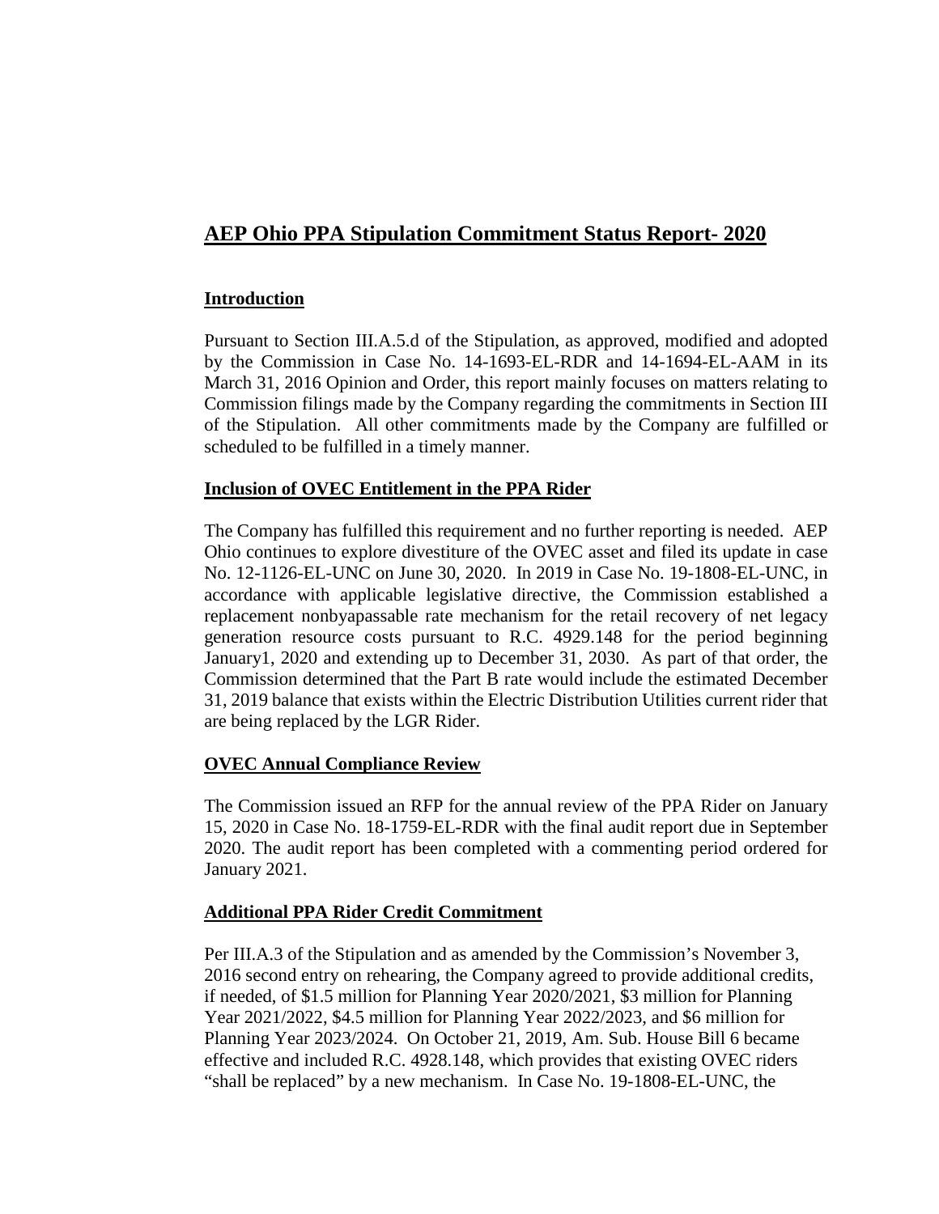# AEP Ohio PPA Stipulation Commitment Status Report- 2020

## Introduction

Pursuant to Section III.A.5.d of the Stipulation, as approved, modified and adopted by the Commission in Case No. 14-1693-EL-RDR and 14-1694-EL-AAM in its March 31, 2016 Opinion and Order, this report mainly focuses on matters relating to Commission filings made by the Company regarding the commitments in Section III of the Stipulation. All other commitments made by the Company are fulfilled or scheduled to be fulfilled in a timely manner.

## Inclusion of OVEC Entitlement in the PPA Rider

The Company has fulfilled this requirement and no further reporting is needed. AEP Ohio continues to explore divestiture of the OVEC asset and filed its update in case No. 12-1126-EL-UNC on June 30, 2020. In 2019 in Case No. 19-1808-EL-UNC, in accordance with applicable legislative directive, the Commission established a replacement nonbyapassable rate mechanism for the retail recovery of net legacy generation resource costs pursuant to R.C. 4929.148 for the period beginning January1, 2020 and extending up to December 31, 2030. As part of that order, the Commission determined that the Part B rate would include the estimated December 31, 2019 balance that exists within the Electric Distribution Utilities current rider that are being replaced by the LGR Rider.

## OVEC Annual Compliance Review

The Commission issued an RFP for the annual review of the PPA Rider on January 15, 2020 in Case No. 18-1759-EL-RDR with the final audit report due in September 2020. The audit report has been completed with a commenting period ordered for January 2021.

## Additional PPA Rider Credit Commitment

Per III.A.3 of the Stipulation and as amended by the Commission's November 3, 2016 second entry on rehearing, the Company agreed to provide additional credits, if needed, of $1.5 million for Planning Year 2020/2021, $3 million for Planning Year 2021/2022, $4.5 million for Planning Year 2022/2023, and $6 million for Planning Year 2023/2024. On October 21, 2019, Am. Sub. House Bill 6 became effective and included R.C. 4928.148, which provides that existing OVEC riders "shall be replaced" by a new mechanism. In Case No. 19-1808-EL-UNC, the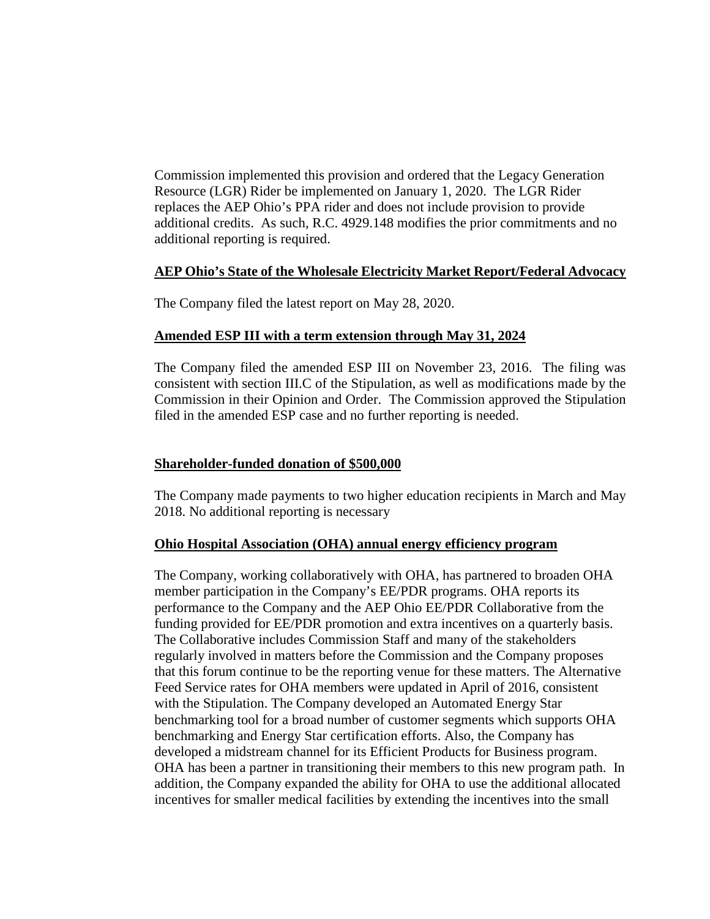Commission implemented this provision and ordered that the Legacy Generation Resource (LGR) Rider be implemented on January 1, 2020. The LGR Rider replaces the AEP Ohio's PPA rider and does not include provision to provide additional credits. As such, R.C. 4929.148 modifies the prior commitments and no additional reporting is required.

**AEP Ohio's State of the Wholesale Electricity Market Report/Federal Advocacy**

The Company filed the latest report on May 28, 2020.

**Amended ESP III with a term extension through May 31, 2024**

The Company filed the amended ESP III on November 23, 2016. The filing was consistent with section III.C of the Stipulation, as well as modifications made by the Commission in their Opinion and Order. The Commission approved the Stipulation filed in the amended ESP case and no further reporting is needed.

**Shareholder-funded donation of $500,000**

The Company made payments to two higher education recipients in March and May 2018. No additional reporting is necessary

**Ohio Hospital Association (OHA) annual energy efficiency program**

The Company, working collaboratively with OHA, has partnered to broaden OHA member participation in the Company's EE/PDR programs. OHA reports its performance to the Company and the AEP Ohio EE/PDR Collaborative from the funding provided for EE/PDR promotion and extra incentives on a quarterly basis. The Collaborative includes Commission Staff and many of the stakeholders regularly involved in matters before the Commission and the Company proposes that this forum continue to be the reporting venue for these matters. The Alternative Feed Service rates for OHA members were updated in April of 2016, consistent with the Stipulation. The Company developed an Automated Energy Star benchmarking tool for a broad number of customer segments which supports OHA benchmarking and Energy Star certification efforts. Also, the Company has developed a midstream channel for its Efficient Products for Business program. OHA has been a partner in transitioning their members to this new program path. In addition, the Company expanded the ability for OHA to use the additional allocated incentives for smaller medical facilities by extending the incentives into the small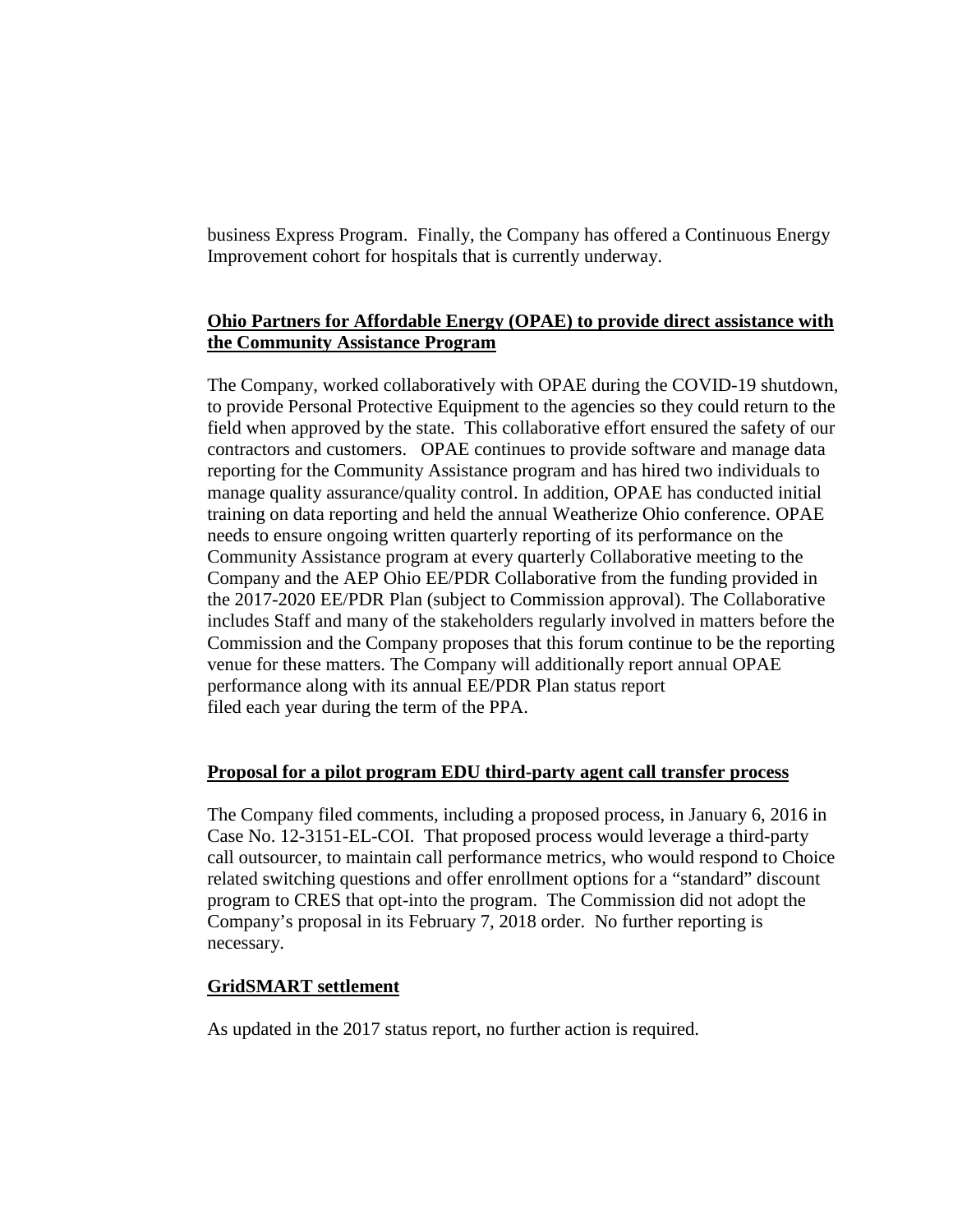business Express Program. Finally, the Company has offered a Continuous Energy Improvement cohort for hospitals that is currently underway.

**Ohio Partners for Affordable Energy (OPAE) to provide direct assistance with the Community Assistance Program**

The Company, worked collaboratively with OPAE during the COVID-19 shutdown, to provide Personal Protective Equipment to the agencies so they could return to the field when approved by the state. This collaborative effort ensured the safety of our contractors and customers. OPAE continues to provide software and manage data reporting for the Community Assistance program and has hired two individuals to manage quality assurance/quality control. In addition, OPAE has conducted initial training on data reporting and held the annual Weatherize Ohio conference. OPAE needs to ensure ongoing written quarterly reporting of its performance on the Community Assistance program at every quarterly Collaborative meeting to the Company and the AEP Ohio EE/PDR Collaborative from the funding provided in the 2017-2020 EE/PDR Plan (subject to Commission approval). The Collaborative includes Staff and many of the stakeholders regularly involved in matters before the Commission and the Company proposes that this forum continue to be the reporting venue for these matters. The Company will additionally report annual OPAE performance along with its annual EE/PDR Plan status report filed each year during the term of the PPA.

**Proposal for a pilot program EDU third-party agent call transfer process**

The Company filed comments, including a proposed process, in January 6, 2016 in Case No. 12-3151-EL-COI. That proposed process would leverage a third-party call outsourcer, to maintain call performance metrics, who would respond to Choice related switching questions and offer enrollment options for a "standard" discount program to CRES that opt-into the program. The Commission did not adopt the Company's proposal in its February 7, 2018 order. No further reporting is necessary.

**GridSMART settlement**

As updated in the 2017 status report, no further action is required.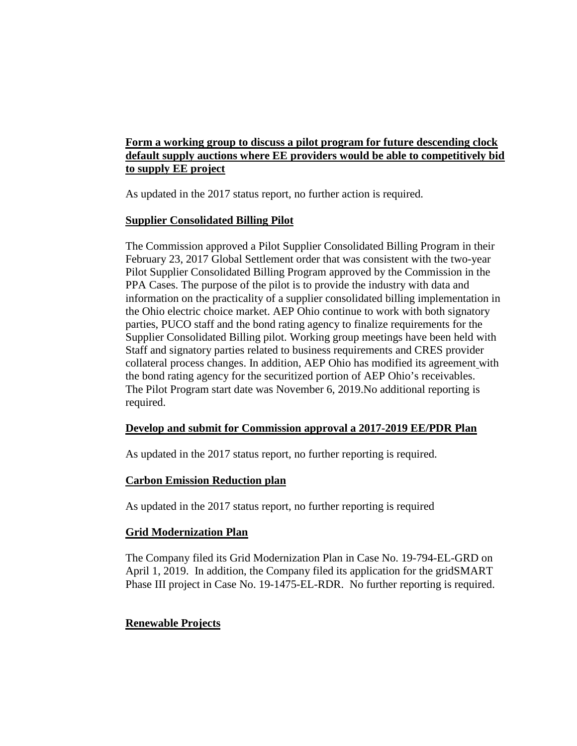**Form a working group to discuss a pilot program for future descending clock default supply auctions where EE providers would be able to competitively bid to supply EE project**

As updated in the 2017 status report, no further action is required.

**Supplier Consolidated Billing Pilot**

The Commission approved a Pilot Supplier Consolidated Billing Program in their February 23, 2017 Global Settlement order that was consistent with the two-year Pilot Supplier Consolidated Billing Program approved by the Commission in the PPA Cases. The purpose of the pilot is to provide the industry with data and information on the practicality of a supplier consolidated billing implementation in the Ohio electric choice market. AEP Ohio continue to work with both signatory parties, PUCO staff and the bond rating agency to finalize requirements for the Supplier Consolidated Billing pilot. Working group meetings have been held with Staff and signatory parties related to business requirements and CRES provider collateral process changes. In addition, AEP Ohio has modified its agreement with the bond rating agency for the securitized portion of AEP Ohio's receivables. The Pilot Program start date was November 6, 2019.No additional reporting is required.

**Develop and submit for Commission approval a 2017-2019 EE/PDR Plan**

As updated in the 2017 status report, no further reporting is required.

**Carbon Emission Reduction plan**

As updated in the 2017 status report, no further reporting is required

**Grid Modernization Plan**

The Company filed its Grid Modernization Plan in Case No. 19-794-EL-GRD on April 1, 2019. In addition, the Company filed its application for the gridSMART Phase III project in Case No. 19-1475-EL-RDR. No further reporting is required.

**Renewable Projects**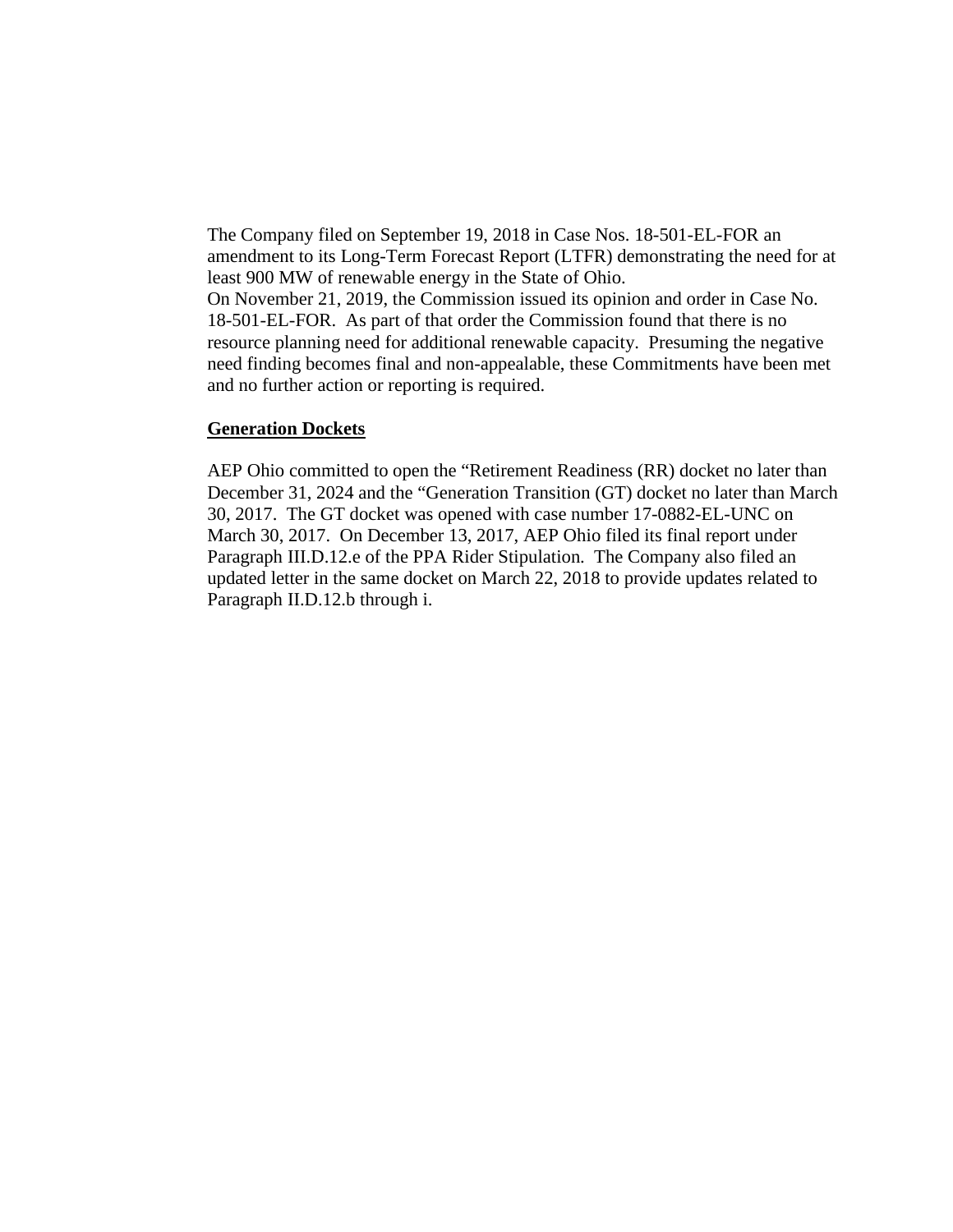The Company filed on September 19, 2018 in Case Nos. 18-501-EL-FOR an amendment to its Long-Term Forecast Report (LTFR) demonstrating the need for at least 900 MW of renewable energy in the State of Ohio.
On November 21, 2019, the Commission issued its opinion and order in Case No. 18-501-EL-FOR. As part of that order the Commission found that there is no resource planning need for additional renewable capacity. Presuming the negative need finding becomes final and non-appealable, these Commitments have been met and no further action or reporting is required.

**<u>Generation Dockets</u>**

AEP Ohio committed to open the "Retirement Readiness (RR) docket no later than December 31, 2024 and the "Generation Transition (GT) docket no later than March 30, 2017. The GT docket was opened with case number 17-0882-EL-UNC on March 30, 2017. On December 13, 2017, AEP Ohio filed its final report under Paragraph III.D.12.e of the PPA Rider Stipulation. The Company also filed an updated letter in the same docket on March 22, 2018 to provide updates related to Paragraph II.D.12.b through i.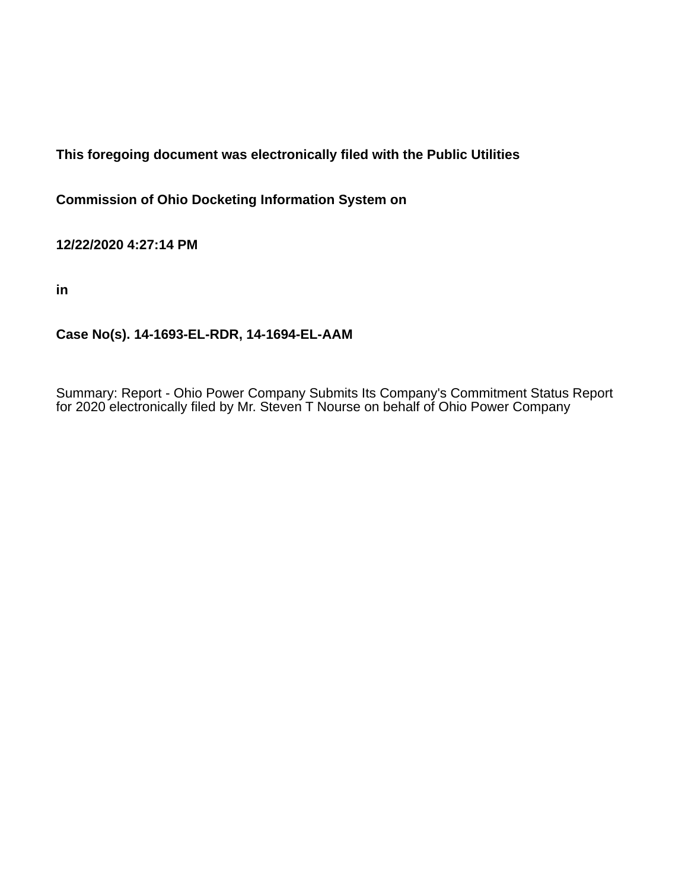**This foregoing document was electronically filed with the Public Utilities**

**Commission of Ohio Docketing Information System on**

**12/22/2020 4:27:14 PM**

**in**

**Case No(s). 14-1693-EL-RDR, 14-1694-EL-AAM**

Summary: Report - Ohio Power Company Submits Its Company's Commitment Status Report for 2020 electronically filed by Mr. Steven T Nourse on behalf of Ohio Power Company